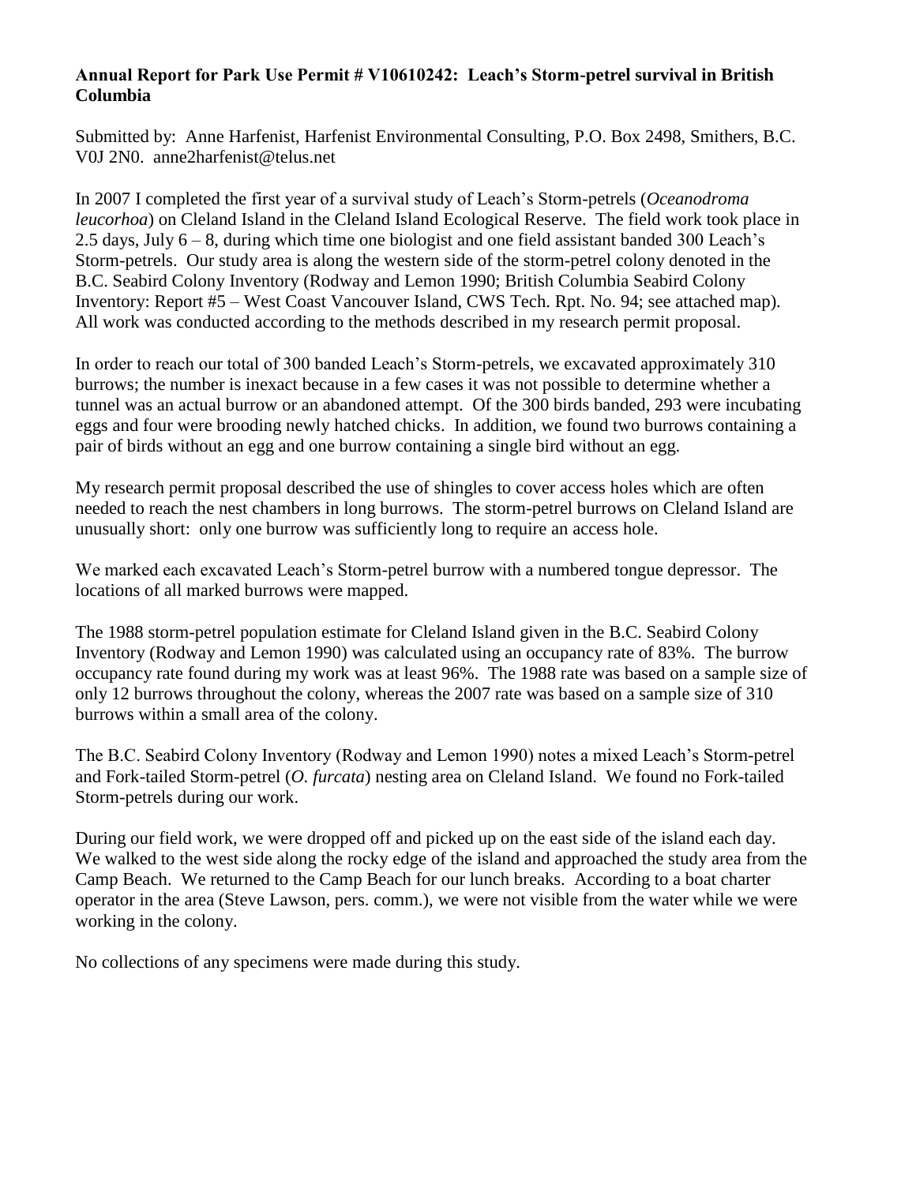**Annual Report for Park Use Permit # V10610242: Leach's Storm-petrel survival in British Columbia**

Submitted by: Anne Harfenist, Harfenist Environmental Consulting, P.O. Box 2498, Smithers, B.C. V0J 2N0. anne2harfenist@telus.net

In 2007 I completed the first year of a survival study of Leach's Storm-petrels (*Oceanodroma leucorhoa*) on Cleland Island in the Cleland Island Ecological Reserve. The field work took place in 2.5 days, July 6 – 8, during which time one biologist and one field assistant banded 300 Leach's Storm-petrels. Our study area is along the western side of the storm-petrel colony denoted in the B.C. Seabird Colony Inventory (Rodway and Lemon 1990; British Columbia Seabird Colony Inventory: Report #5 – West Coast Vancouver Island, CWS Tech. Rpt. No. 94; see attached map). All work was conducted according to the methods described in my research permit proposal.

In order to reach our total of 300 banded Leach's Storm-petrels, we excavated approximately 310 burrows; the number is inexact because in a few cases it was not possible to determine whether a tunnel was an actual burrow or an abandoned attempt. Of the 300 birds banded, 293 were incubating eggs and four were brooding newly hatched chicks. In addition, we found two burrows containing a pair of birds without an egg and one burrow containing a single bird without an egg.

My research permit proposal described the use of shingles to cover access holes which are often needed to reach the nest chambers in long burrows. The storm-petrel burrows on Cleland Island are unusually short: only one burrow was sufficiently long to require an access hole.

We marked each excavated Leach's Storm-petrel burrow with a numbered tongue depressor. The locations of all marked burrows were mapped.

The 1988 storm-petrel population estimate for Cleland Island given in the B.C. Seabird Colony Inventory (Rodway and Lemon 1990) was calculated using an occupancy rate of 83%. The burrow occupancy rate found during my work was at least 96%. The 1988 rate was based on a sample size of only 12 burrows throughout the colony, whereas the 2007 rate was based on a sample size of 310 burrows within a small area of the colony.

The B.C. Seabird Colony Inventory (Rodway and Lemon 1990) notes a mixed Leach's Storm-petrel and Fork-tailed Storm-petrel (*O. furcata*) nesting area on Cleland Island. We found no Fork-tailed Storm-petrels during our work.

During our field work, we were dropped off and picked up on the east side of the island each day. We walked to the west side along the rocky edge of the island and approached the study area from the Camp Beach. We returned to the Camp Beach for our lunch breaks. According to a boat charter operator in the area (Steve Lawson, pers. comm.), we were not visible from the water while we were working in the colony.

No collections of any specimens were made during this study.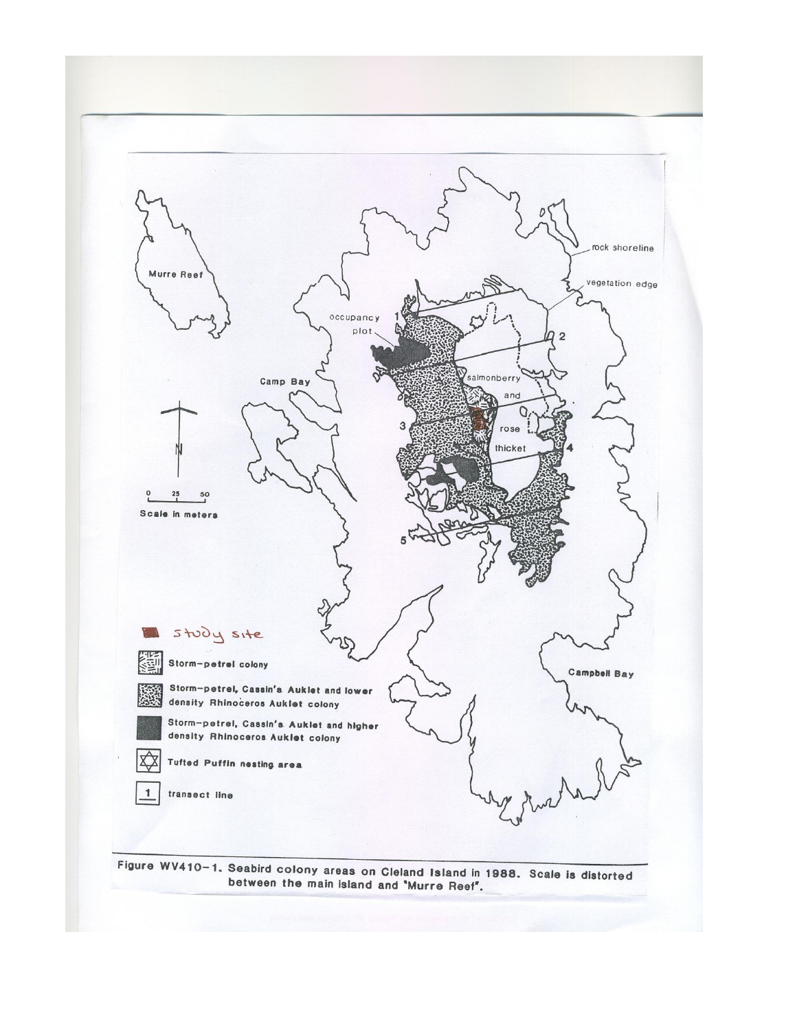Murre Reef

rock shoreline

vegetation edge

occupancy plot

1

2

Camp Bay

salmonberry and rose thicket

3

4

5

N

0 25 50

Scale in meters

Campbell Bay

study site

Storm-petrel colony

Storm-petrel, Cassin's Auklet and lower density Rhinoceros Auklet colony

Storm-petrel, Cassin's Auklet and higher density Rhinoceros Auklet colony

Tufted Puffin nesting area

1 transect line

Figure WV410-1. Seabird colony areas on Cleland Island in 1988. Scale is distorted between the main island and "Murre Reef".